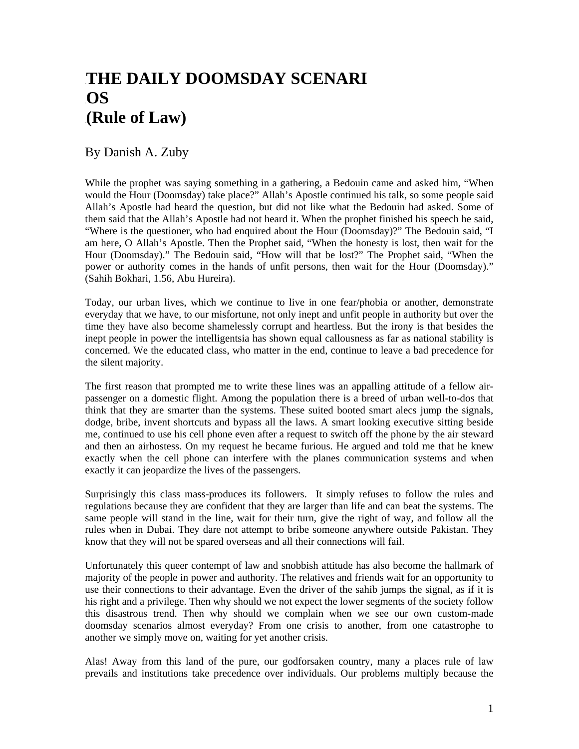# THE DAILY DOOMSDAY SCENARI OS (Rule of Law)

By Danish A. Zuby

While the prophet was saying something in a gathering, a Bedouin came and asked him, "When would the Hour (Doomsday) take place?" Allah's Apostle continued his talk, so some people said Allah's Apostle had heard the question, but did not like what the Bedouin had asked. Some of them said that the Allah's Apostle had not heard it. When the prophet finished his speech he said, "Where is the questioner, who had enquired about the Hour (Doomsday)?" The Bedouin said, "I am here, O Allah's Apostle. Then the Prophet said, "When the honesty is lost, then wait for the Hour (Doomsday)." The Bedouin said, "How will that be lost?" The Prophet said, "When the power or authority comes in the hands of unfit persons, then wait for the Hour (Doomsday)." (Sahih Bokhari, 1.56, Abu Hureira).

Today, our urban lives, which we continue to live in one fear/phobia or another, demonstrate everyday that we have, to our misfortune, not only inept and unfit people in authority but over the time they have also become shamelessly corrupt and heartless. But the irony is that besides the inept people in power the intelligentsia has shown equal callousness as far as national stability is concerned. We the educated class, who matter in the end, continue to leave a bad precedence for the silent majority.

The first reason that prompted me to write these lines was an appalling attitude of a fellow air-passenger on a domestic flight. Among the population there is a breed of urban well-to-dos that think that they are smarter than the systems. These suited booted smart alecs jump the signals, dodge, bribe, invent shortcuts and bypass all the laws. A smart looking executive sitting beside me, continued to use his cell phone even after a request to switch off the phone by the air steward and then an airhostess. On my request he became furious. He argued and told me that he knew exactly when the cell phone can interfere with the planes communication systems and when exactly it can jeopardize the lives of the passengers.

Surprisingly this class mass-produces its followers. It simply refuses to follow the rules and regulations because they are confident that they are larger than life and can beat the systems. The same people will stand in the line, wait for their turn, give the right of way, and follow all the rules when in Dubai. They dare not attempt to bribe someone anywhere outside Pakistan. They know that they will not be spared overseas and all their connections will fail.

Unfortunately this queer contempt of law and snobbish attitude has also become the hallmark of majority of the people in power and authority. The relatives and friends wait for an opportunity to use their connections to their advantage. Even the driver of the sahib jumps the signal, as if it is his right and a privilege. Then why should we not expect the lower segments of the society follow this disastrous trend. Then why should we complain when we see our own custom-made doomsday scenarios almost everyday? From one crisis to another, from one catastrophe to another we simply move on, waiting for yet another crisis.

Alas! Away from this land of the pure, our godforsaken country, many a places rule of law prevails and institutions take precedence over individuals. Our problems multiply because the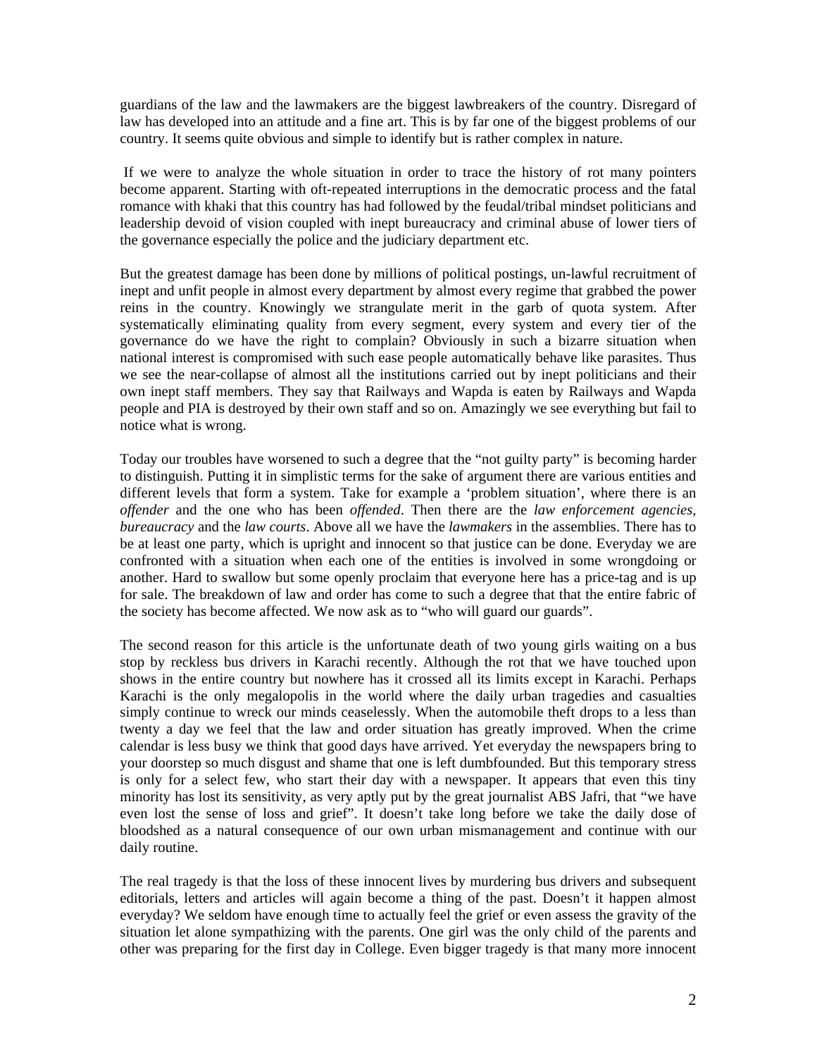guardians of the law and the lawmakers are the biggest lawbreakers of the country. Disregard of law has developed into an attitude and a fine art. This is by far one of the biggest problems of our country. It seems quite obvious and simple to identify but is rather complex in nature.

If we were to analyze the whole situation in order to trace the history of rot many pointers become apparent. Starting with oft-repeated interruptions in the democratic process and the fatal romance with khaki that this country has had followed by the feudal/tribal mindset politicians and leadership devoid of vision coupled with inept bureaucracy and criminal abuse of lower tiers of the governance especially the police and the judiciary department etc.

But the greatest damage has been done by millions of political postings, un-lawful recruitment of inept and unfit people in almost every department by almost every regime that grabbed the power reins in the country. Knowingly we strangulate merit in the garb of quota system. After systematically eliminating quality from every segment, every system and every tier of the governance do we have the right to complain? Obviously in such a bizarre situation when national interest is compromised with such ease people automatically behave like parasites. Thus we see the near-collapse of almost all the institutions carried out by inept politicians and their own inept staff members. They say that Railways and Wapda is eaten by Railways and Wapda people and PIA is destroyed by their own staff and so on. Amazingly we see everything but fail to notice what is wrong.

Today our troubles have worsened to such a degree that the "not guilty party" is becoming harder to distinguish. Putting it in simplistic terms for the sake of argument there are various entities and different levels that form a system. Take for example a 'problem situation', where there is an *offender* and the one who has been *offended*. Then there are the *law enforcement agencies, bureaucracy* and the *law courts*. Above all we have the *lawmakers* in the assemblies. There has to be at least one party, which is upright and innocent so that justice can be done. Everyday we are confronted with a situation when each one of the entities is involved in some wrongdoing or another. Hard to swallow but some openly proclaim that everyone here has a price-tag and is up for sale. The breakdown of law and order has come to such a degree that that the entire fabric of the society has become affected. We now ask as to "who will guard our guards".

The second reason for this article is the unfortunate death of two young girls waiting on a bus stop by reckless bus drivers in Karachi recently. Although the rot that we have touched upon shows in the entire country but nowhere has it crossed all its limits except in Karachi. Perhaps Karachi is the only megalopolis in the world where the daily urban tragedies and casualties simply continue to wreck our minds ceaselessly. When the automobile theft drops to a less than twenty a day we feel that the law and order situation has greatly improved. When the crime calendar is less busy we think that good days have arrived. Yet everyday the newspapers bring to your doorstep so much disgust and shame that one is left dumbfounded. But this temporary stress is only for a select few, who start their day with a newspaper. It appears that even this tiny minority has lost its sensitivity, as very aptly put by the great journalist ABS Jafri, that "we have even lost the sense of loss and grief". It doesn't take long before we take the daily dose of bloodshed as a natural consequence of our own urban mismanagement and continue with our daily routine.

The real tragedy is that the loss of these innocent lives by murdering bus drivers and subsequent editorials, letters and articles will again become a thing of the past. Doesn't it happen almost everyday? We seldom have enough time to actually feel the grief or even assess the gravity of the situation let alone sympathizing with the parents. One girl was the only child of the parents and other was preparing for the first day in College. Even bigger tragedy is that many more innocent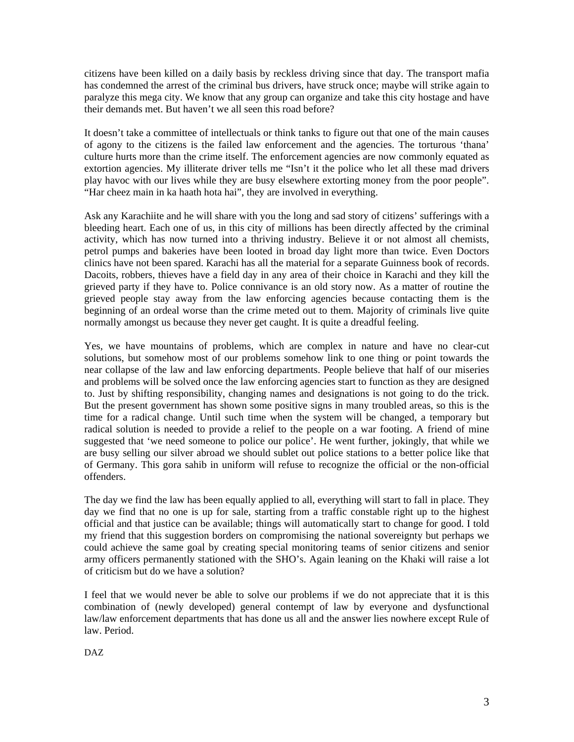citizens have been killed on a daily basis by reckless driving since that day. The transport mafia has condemned the arrest of the criminal bus drivers, have struck once; maybe will strike again to paralyze this mega city. We know that any group can organize and take this city hostage and have their demands met. But haven't we all seen this road before?

It doesn't take a committee of intellectuals or think tanks to figure out that one of the main causes of agony to the citizens is the failed law enforcement and the agencies. The torturous 'thana' culture hurts more than the crime itself. The enforcement agencies are now commonly equated as extortion agencies. My illiterate driver tells me "Isn't it the police who let all these mad drivers play havoc with our lives while they are busy elsewhere extorting money from the poor people". "Har cheez main in ka haath hota hai", they are involved in everything.

Ask any Karachiite and he will share with you the long and sad story of citizens' sufferings with a bleeding heart. Each one of us, in this city of millions has been directly affected by the criminal activity, which has now turned into a thriving industry. Believe it or not almost all chemists, petrol pumps and bakeries have been looted in broad day light more than twice. Even Doctors clinics have not been spared. Karachi has all the material for a separate Guinness book of records. Dacoits, robbers, thieves have a field day in any area of their choice in Karachi and they kill the grieved party if they have to. Police connivance is an old story now. As a matter of routine the grieved people stay away from the law enforcing agencies because contacting them is the beginning of an ordeal worse than the crime meted out to them. Majority of criminals live quite normally amongst us because they never get caught. It is quite a dreadful feeling.

Yes, we have mountains of problems, which are complex in nature and have no clear-cut solutions, but somehow most of our problems somehow link to one thing or point towards the near collapse of the law and law enforcing departments. People believe that half of our miseries and problems will be solved once the law enforcing agencies start to function as they are designed to. Just by shifting responsibility, changing names and designations is not going to do the trick. But the present government has shown some positive signs in many troubled areas, so this is the time for a radical change. Until such time when the system will be changed, a temporary but radical solution is needed to provide a relief to the people on a war footing. A friend of mine suggested that 'we need someone to police our police'. He went further, jokingly, that while we are busy selling our silver abroad we should sublet out police stations to a better police like that of Germany. This gora sahib in uniform will refuse to recognize the official or the non-official offenders.

The day we find the law has been equally applied to all, everything will start to fall in place. They day we find that no one is up for sale, starting from a traffic constable right up to the highest official and that justice can be available; things will automatically start to change for good. I told my friend that this suggestion borders on compromising the national sovereignty but perhaps we could achieve the same goal by creating special monitoring teams of senior citizens and senior army officers permanently stationed with the SHO's. Again leaning on the Khaki will raise a lot of criticism but do we have a solution?

I feel that we would never be able to solve our problems if we do not appreciate that it is this combination of (newly developed) general contempt of law by everyone and dysfunctional law/law enforcement departments that has done us all and the answer lies nowhere except Rule of law. Period.

DAZ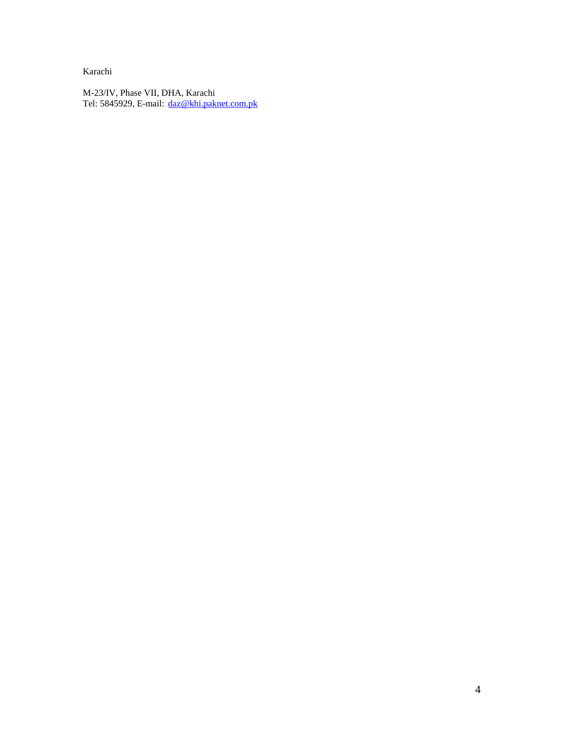Karachi

M-23/IV, Phase VII, DHA, Karachi
Tel: 5845929, E-mail: daz@khi.paknet.com.pk